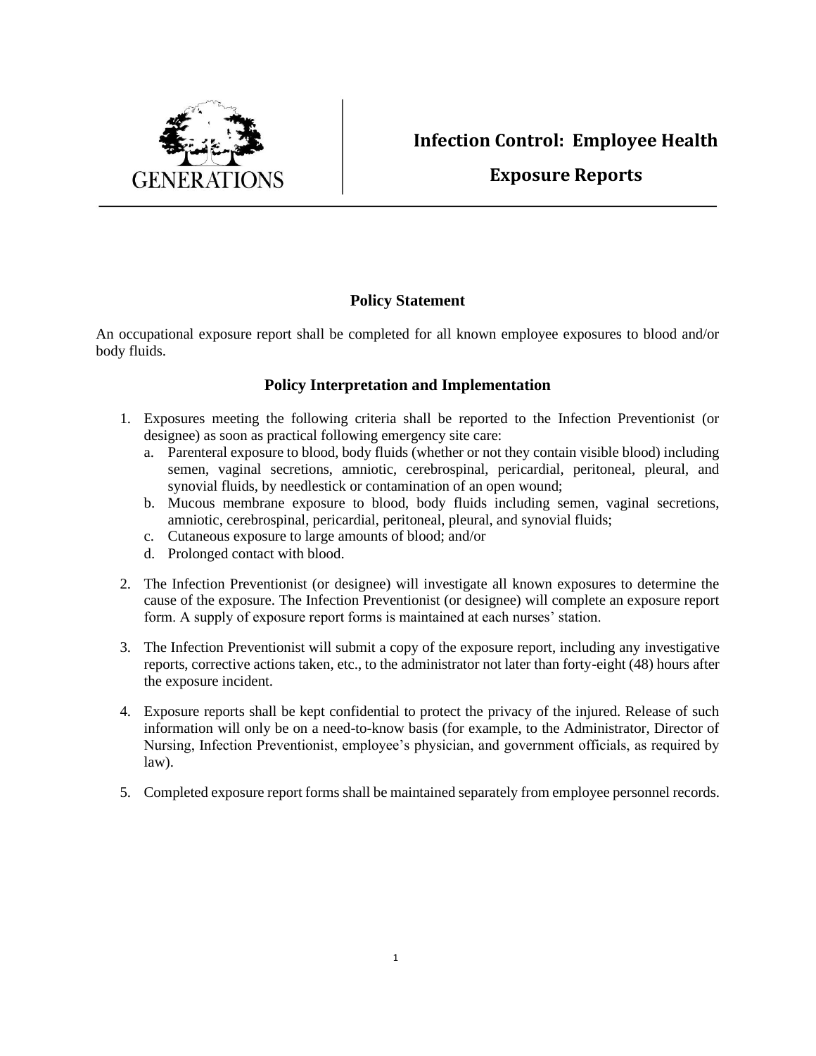GENERATIONS

# Infection Control: Employee Health

## Exposure Reports

### Policy Statement

An occupational exposure report shall be completed for all known employee exposures to blood and/or body fluids.

### Policy Interpretation and Implementation

1. Exposures meeting the following criteria shall be reported to the Infection Preventionist (or designee) as soon as practical following emergency site care:
   a. Parenteral exposure to blood, body fluids (whether or not they contain visible blood) including semen, vaginal secretions, amniotic, cerebrospinal, pericardial, peritoneal, pleural, and synovial fluids, by needlestick or contamination of an open wound;
   b. Mucous membrane exposure to blood, body fluids including semen, vaginal secretions, amniotic, cerebrospinal, pericardial, peritoneal, pleural, and synovial fluids;
   c. Cutaneous exposure to large amounts of blood; and/or
   d. Prolonged contact with blood.

2. The Infection Preventionist (or designee) will investigate all known exposures to determine the cause of the exposure. The Infection Preventionist (or designee) will complete an exposure report form. A supply of exposure report forms is maintained at each nurses' station.

3. The Infection Preventionist will submit a copy of the exposure report, including any investigative reports, corrective actions taken, etc., to the administrator not later than forty-eight (48) hours after the exposure incident.

4. Exposure reports shall be kept confidential to protect the privacy of the injured. Release of such information will only be on a need-to-know basis (for example, to the Administrator, Director of Nursing, Infection Preventionist, employee's physician, and government officials, as required by law).

5. Completed exposure report forms shall be maintained separately from employee personnel records.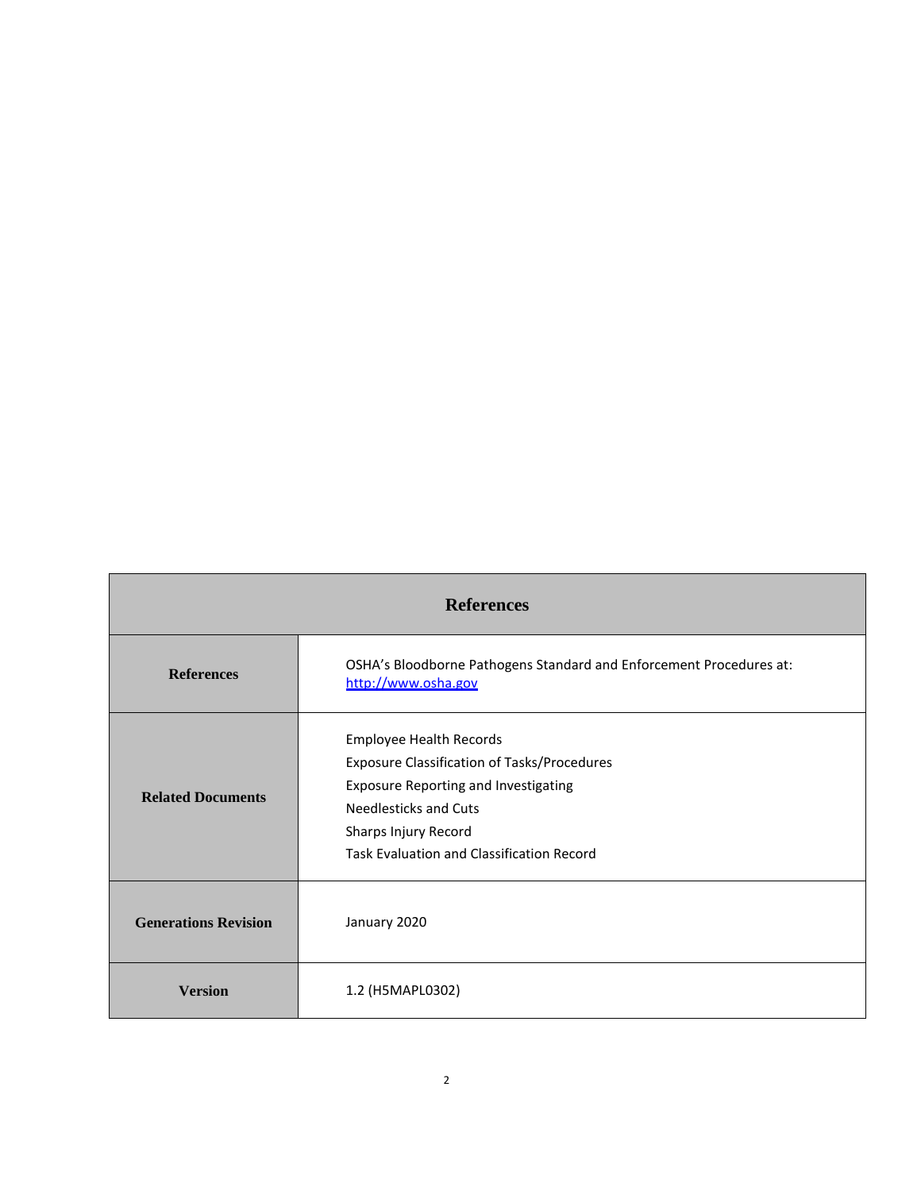| References | |
|---|---|
| **References** | OSHA's Bloodborne Pathogens Standard and Enforcement Procedures at: [http://www.osha.gov](http://www.osha.gov) |
| **Related Documents** | Employee Health Records<br>Exposure Classification of Tasks/Procedures<br>Exposure Reporting and Investigating<br>Needlesticks and Cuts<br>Sharps Injury Record<br>Task Evaluation and Classification Record |
| **Generations Revision** | January 2020 |
| **Version** | 1.2 (H5MAPL0302) |